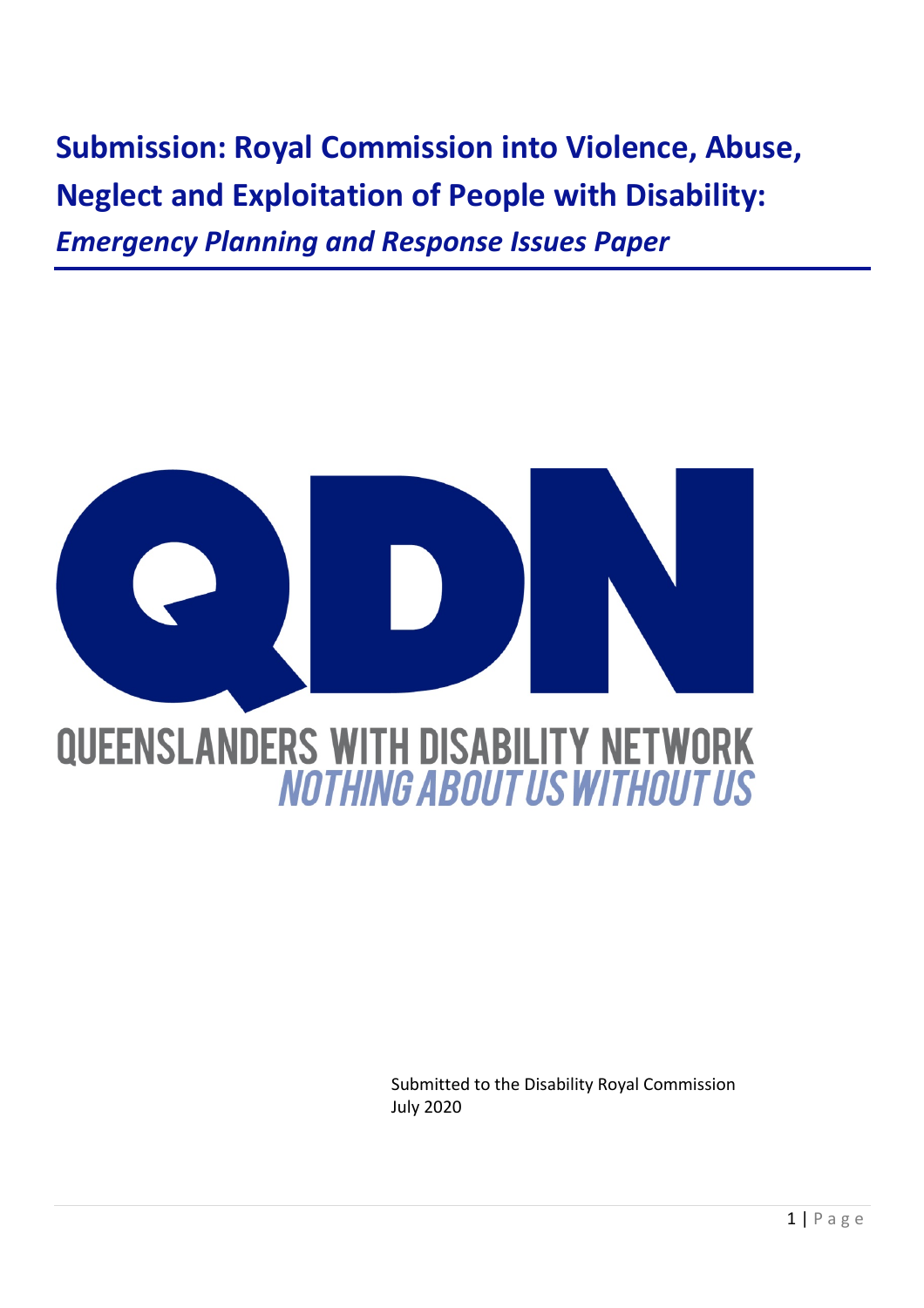# Submission: Royal Commission into Violence, Abuse, Neglect and Exploitation of People with Disability:

## *Emergency Planning and Response Issues Paper*

QDN

QUEENSLANDERS WITH DISABILITY NETWORK

*NOTHING ABOUT US WITHOUT US*

Submitted to the Disability Royal Commission
July 2020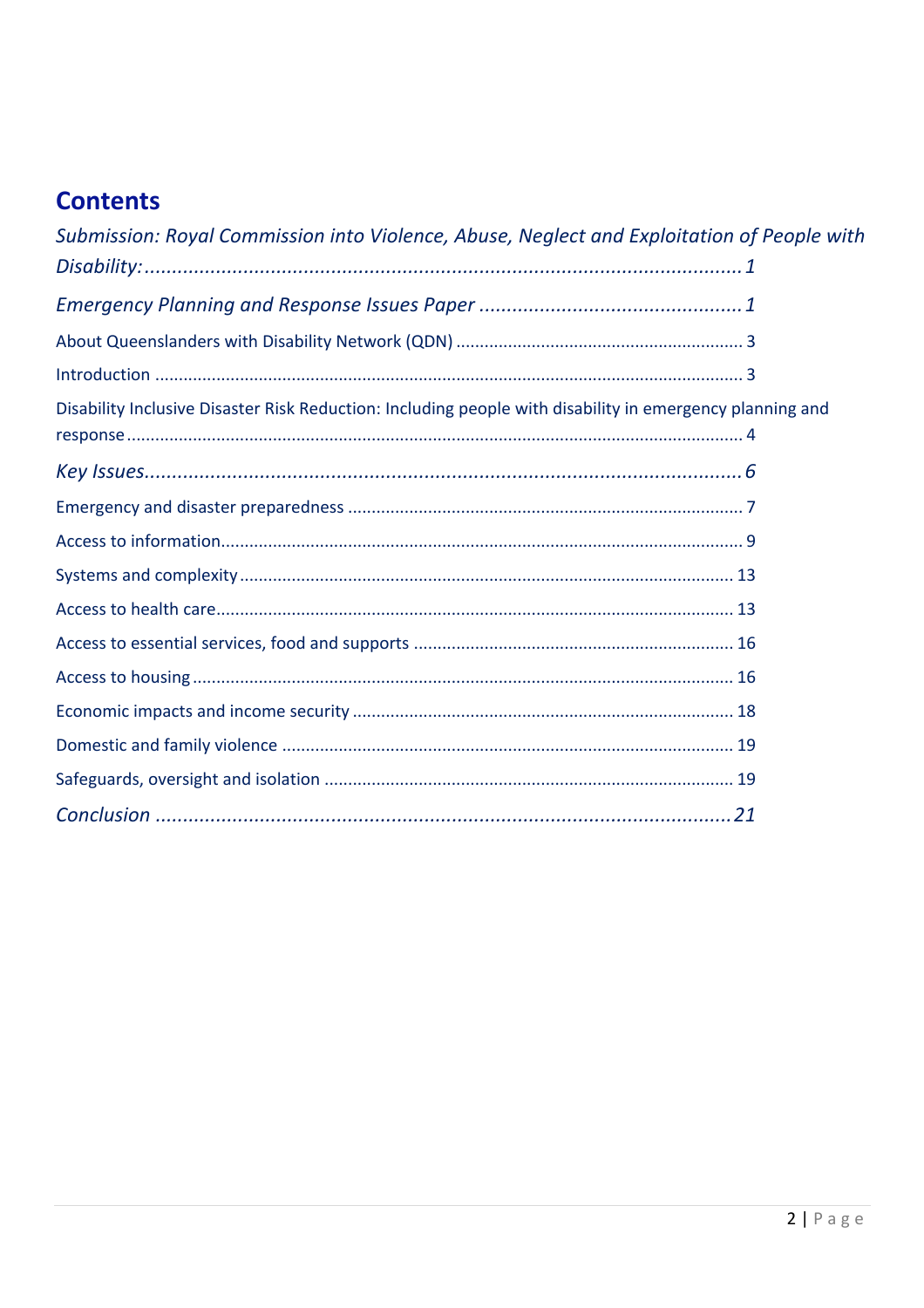## Contents

*Submission: Royal Commission into Violence, Abuse, Neglect and Exploitation of People with Disability:* ........ *1*

*Emergency Planning and Response Issues Paper* ........ *1*

About Queenslanders with Disability Network (QDN) ........ 3

Introduction ........ 3

Disability Inclusive Disaster Risk Reduction: Including people with disability in emergency planning and response ........ 4

*Key Issues* ........ *6*

Emergency and disaster preparedness ........ 7

Access to information ........ 9

Systems and complexity ........ 13

Access to health care ........ 13

Access to essential services, food and supports ........ 16

Access to housing ........ 16

Economic impacts and income security ........ 18

Domestic and family violence ........ 19

Safeguards, oversight and isolation ........ 19

*Conclusion* ........ *21*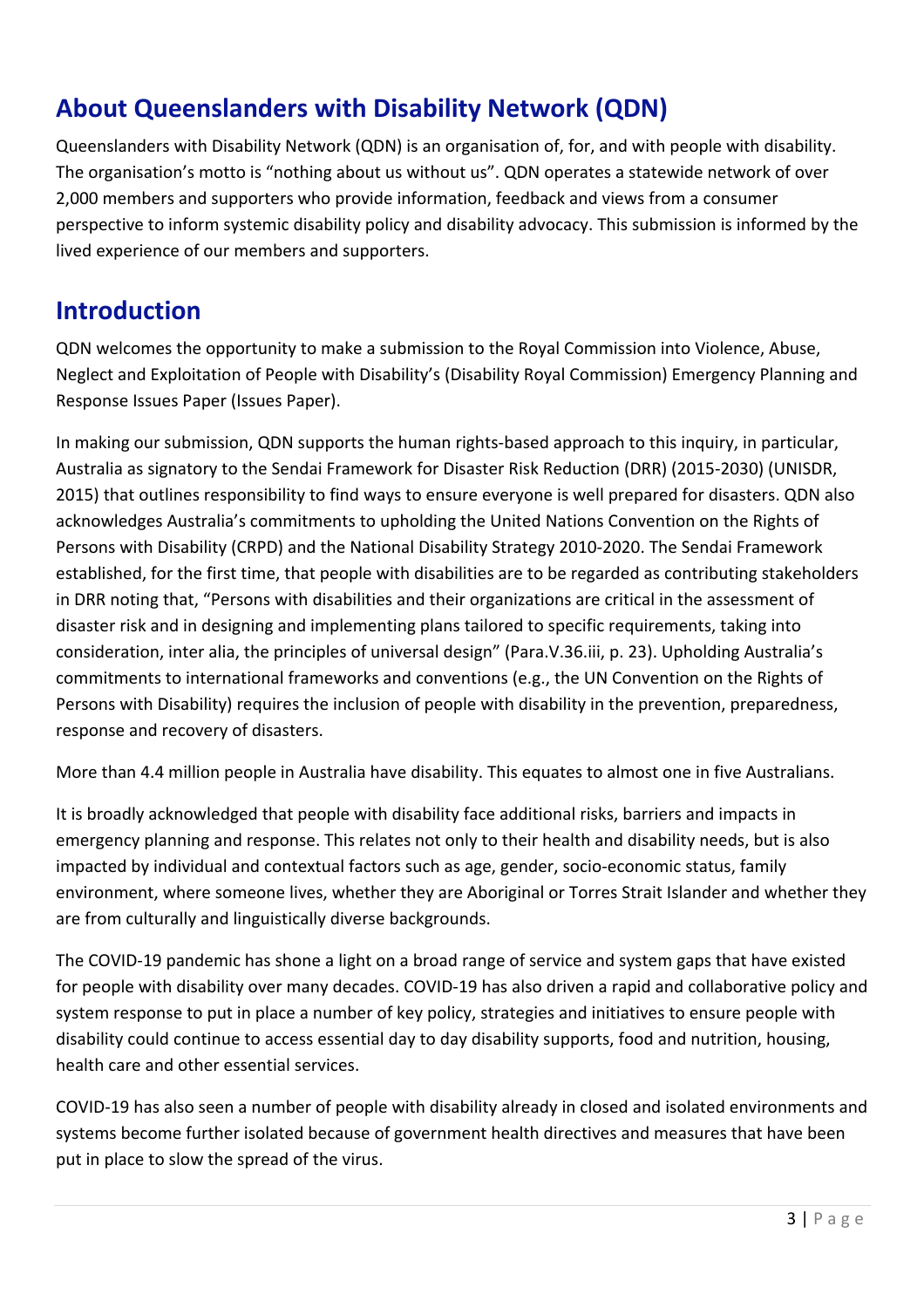## About Queenslanders with Disability Network (QDN)

Queenslanders with Disability Network (QDN) is an organisation of, for, and with people with disability. The organisation's motto is "nothing about us without us". QDN operates a statewide network of over 2,000 members and supporters who provide information, feedback and views from a consumer perspective to inform systemic disability policy and disability advocacy. This submission is informed by the lived experience of our members and supporters.

## Introduction

QDN welcomes the opportunity to make a submission to the Royal Commission into Violence, Abuse, Neglect and Exploitation of People with Disability's (Disability Royal Commission) Emergency Planning and Response Issues Paper (Issues Paper).

In making our submission, QDN supports the human rights-based approach to this inquiry, in particular, Australia as signatory to the Sendai Framework for Disaster Risk Reduction (DRR) (2015-2030) (UNISDR, 2015) that outlines responsibility to find ways to ensure everyone is well prepared for disasters. QDN also acknowledges Australia's commitments to upholding the United Nations Convention on the Rights of Persons with Disability (CRPD) and the National Disability Strategy 2010-2020. The Sendai Framework established, for the first time, that people with disabilities are to be regarded as contributing stakeholders in DRR noting that, "Persons with disabilities and their organizations are critical in the assessment of disaster risk and in designing and implementing plans tailored to specific requirements, taking into consideration, inter alia, the principles of universal design" (Para.V.36.iii, p. 23). Upholding Australia's commitments to international frameworks and conventions (e.g., the UN Convention on the Rights of Persons with Disability) requires the inclusion of people with disability in the prevention, preparedness, response and recovery of disasters.

More than 4.4 million people in Australia have disability. This equates to almost one in five Australians.

It is broadly acknowledged that people with disability face additional risks, barriers and impacts in emergency planning and response. This relates not only to their health and disability needs, but is also impacted by individual and contextual factors such as age, gender, socio-economic status, family environment, where someone lives, whether they are Aboriginal or Torres Strait Islander and whether they are from culturally and linguistically diverse backgrounds.

The COVID-19 pandemic has shone a light on a broad range of service and system gaps that have existed for people with disability over many decades. COVID-19 has also driven a rapid and collaborative policy and system response to put in place a number of key policy, strategies and initiatives to ensure people with disability could continue to access essential day to day disability supports, food and nutrition, housing, health care and other essential services.

COVID-19 has also seen a number of people with disability already in closed and isolated environments and systems become further isolated because of government health directives and measures that have been put in place to slow the spread of the virus.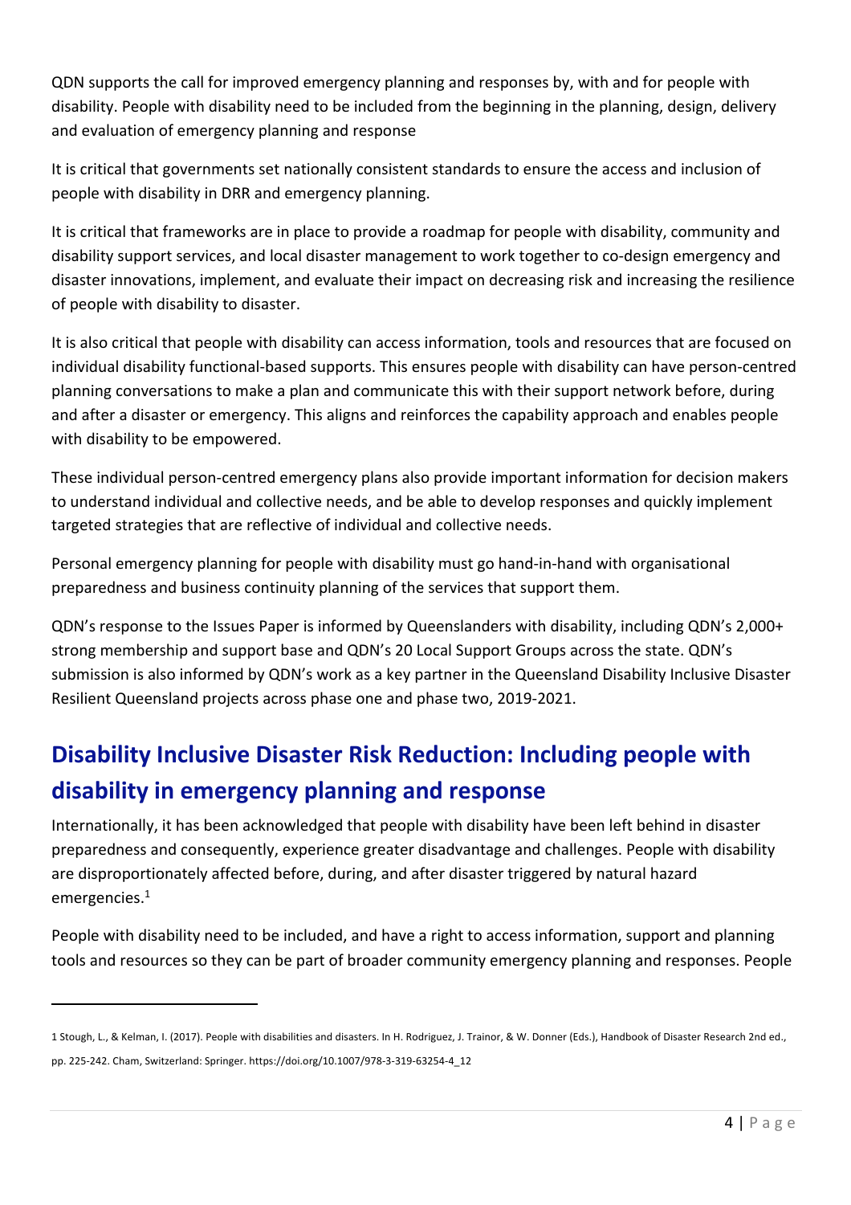QDN supports the call for improved emergency planning and responses by, with and for people with disability. People with disability need to be included from the beginning in the planning, design, delivery and evaluation of emergency planning and response

It is critical that governments set nationally consistent standards to ensure the access and inclusion of people with disability in DRR and emergency planning.

It is critical that frameworks are in place to provide a roadmap for people with disability, community and disability support services, and local disaster management to work together to co-design emergency and disaster innovations, implement, and evaluate their impact on decreasing risk and increasing the resilience of people with disability to disaster.

It is also critical that people with disability can access information, tools and resources that are focused on individual disability functional-based supports. This ensures people with disability can have person-centred planning conversations to make a plan and communicate this with their support network before, during and after a disaster or emergency. This aligns and reinforces the capability approach and enables people with disability to be empowered.

These individual person-centred emergency plans also provide important information for decision makers to understand individual and collective needs, and be able to develop responses and quickly implement targeted strategies that are reflective of individual and collective needs.

Personal emergency planning for people with disability must go hand-in-hand with organisational preparedness and business continuity planning of the services that support them.

QDN's response to the Issues Paper is informed by Queenslanders with disability, including QDN's 2,000+ strong membership and support base and QDN's 20 Local Support Groups across the state. QDN's submission is also informed by QDN's work as a key partner in the Queensland Disability Inclusive Disaster Resilient Queensland projects across phase one and phase two, 2019-2021.

## Disability Inclusive Disaster Risk Reduction: Including people with disability in emergency planning and response

Internationally, it has been acknowledged that people with disability have been left behind in disaster preparedness and consequently, experience greater disadvantage and challenges. People with disability are disproportionately affected before, during, and after disaster triggered by natural hazard emergencies.[1]

People with disability need to be included, and have a right to access information, support and planning tools and resources so they can be part of broader community emergency planning and responses. People

1 Stough, L., & Kelman, I. (2017). People with disabilities and disasters. In H. Rodriguez, J. Trainor, & W. Donner (Eds.), Handbook of Disaster Research 2nd ed., pp. 225-242. Cham, Switzerland: Springer. https://doi.org/10.1007/978-3-319-63254-4_12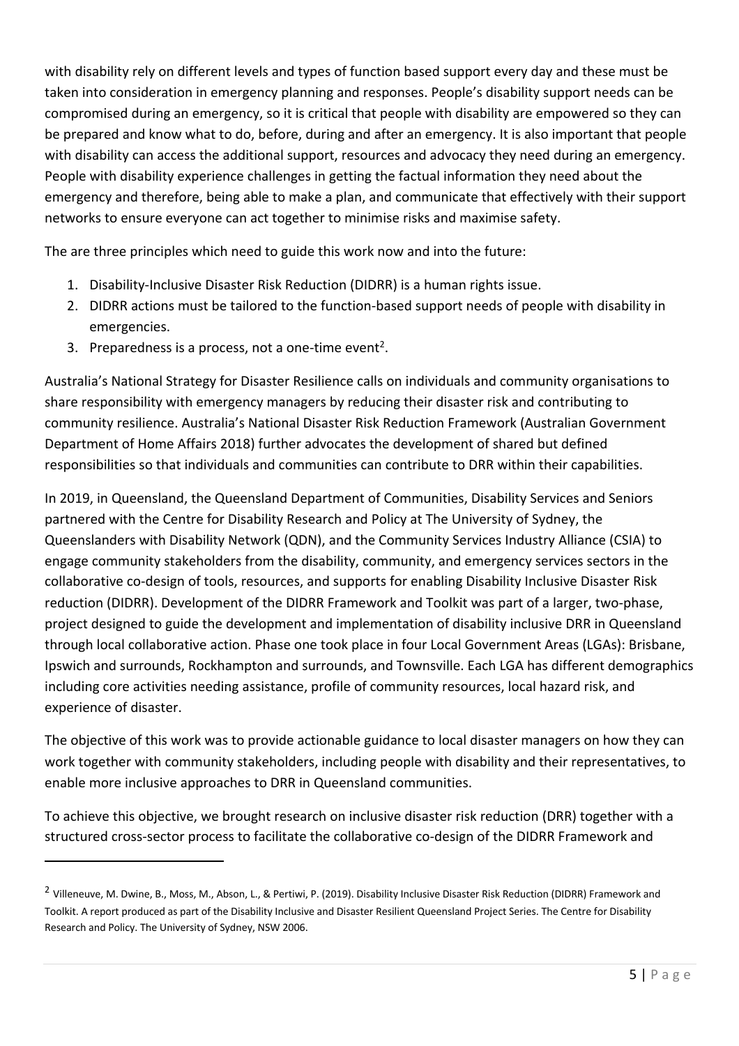with disability rely on different levels and types of function based support every day and these must be taken into consideration in emergency planning and responses. People's disability support needs can be compromised during an emergency, so it is critical that people with disability are empowered so they can be prepared and know what to do, before, during and after an emergency. It is also important that people with disability can access the additional support, resources and advocacy they need during an emergency. People with disability experience challenges in getting the factual information they need about the emergency and therefore, being able to make a plan, and communicate that effectively with their support networks to ensure everyone can act together to minimise risks and maximise safety.

The are three principles which need to guide this work now and into the future:

1. Disability-Inclusive Disaster Risk Reduction (DIDRR) is a human rights issue.
2. DIDRR actions must be tailored to the function-based support needs of people with disability in emergencies.
3. Preparedness is a process, not a one-time event[2].

Australia's National Strategy for Disaster Resilience calls on individuals and community organisations to share responsibility with emergency managers by reducing their disaster risk and contributing to community resilience. Australia's National Disaster Risk Reduction Framework (Australian Government Department of Home Affairs 2018) further advocates the development of shared but defined responsibilities so that individuals and communities can contribute to DRR within their capabilities.

In 2019, in Queensland, the Queensland Department of Communities, Disability Services and Seniors partnered with the Centre for Disability Research and Policy at The University of Sydney, the Queenslanders with Disability Network (QDN), and the Community Services Industry Alliance (CSIA) to engage community stakeholders from the disability, community, and emergency services sectors in the collaborative co-design of tools, resources, and supports for enabling Disability Inclusive Disaster Risk reduction (DIDRR). Development of the DIDRR Framework and Toolkit was part of a larger, two-phase, project designed to guide the development and implementation of disability inclusive DRR in Queensland through local collaborative action. Phase one took place in four Local Government Areas (LGAs): Brisbane, Ipswich and surrounds, Rockhampton and surrounds, and Townsville. Each LGA has different demographics including core activities needing assistance, profile of community resources, local hazard risk, and experience of disaster.

The objective of this work was to provide actionable guidance to local disaster managers on how they can work together with community stakeholders, including people with disability and their representatives, to enable more inclusive approaches to DRR in Queensland communities.

To achieve this objective, we brought research on inclusive disaster risk reduction (DRR) together with a structured cross-sector process to facilitate the collaborative co-design of the DIDRR Framework and

[2] Villeneuve, M. Dwine, B., Moss, M., Abson, L., & Pertiwi, P. (2019). Disability Inclusive Disaster Risk Reduction (DIDRR) Framework and Toolkit. A report produced as part of the Disability Inclusive and Disaster Resilient Queensland Project Series. The Centre for Disability Research and Policy. The University of Sydney, NSW 2006.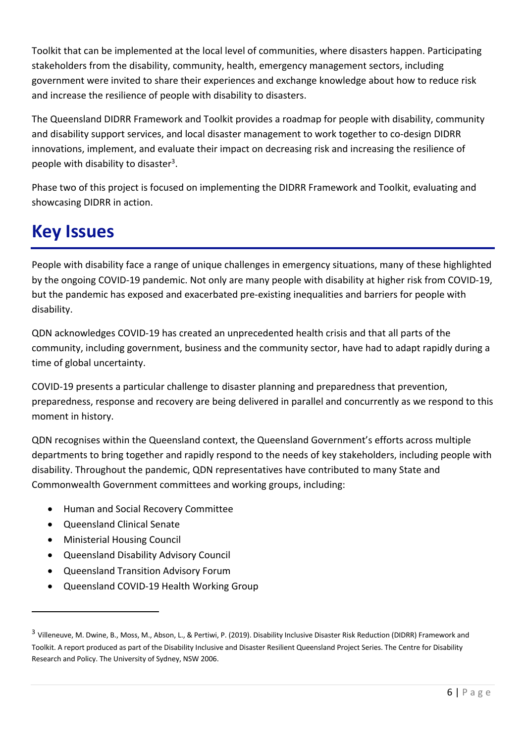Toolkit that can be implemented at the local level of communities, where disasters happen. Participating stakeholders from the disability, community, health, emergency management sectors, including government were invited to share their experiences and exchange knowledge about how to reduce risk and increase the resilience of people with disability to disasters.

The Queensland DIDRR Framework and Toolkit provides a roadmap for people with disability, community and disability support services, and local disaster management to work together to co-design DIDRR innovations, implement, and evaluate their impact on decreasing risk and increasing the resilience of people with disability to disaster[3].

Phase two of this project is focused on implementing the DIDRR Framework and Toolkit, evaluating and showcasing DIDRR in action.

# Key Issues

People with disability face a range of unique challenges in emergency situations, many of these highlighted by the ongoing COVID-19 pandemic. Not only are many people with disability at higher risk from COVID-19, but the pandemic has exposed and exacerbated pre-existing inequalities and barriers for people with disability.

QDN acknowledges COVID-19 has created an unprecedented health crisis and that all parts of the community, including government, business and the community sector, have had to adapt rapidly during a time of global uncertainty.

COVID-19 presents a particular challenge to disaster planning and preparedness that prevention, preparedness, response and recovery are being delivered in parallel and concurrently as we respond to this moment in history.

QDN recognises within the Queensland context, the Queensland Government's efforts across multiple departments to bring together and rapidly respond to the needs of key stakeholders, including people with disability. Throughout the pandemic, QDN representatives have contributed to many State and Commonwealth Government committees and working groups, including:

- Human and Social Recovery Committee
- Queensland Clinical Senate
- Ministerial Housing Council
- Queensland Disability Advisory Council
- Queensland Transition Advisory Forum
- Queensland COVID-19 Health Working Group

---

[3] Villeneuve, M. Dwine, B., Moss, M., Abson, L., & Pertiwi, P. (2019). Disability Inclusive Disaster Risk Reduction (DIDRR) Framework and Toolkit. A report produced as part of the Disability Inclusive and Disaster Resilient Queensland Project Series. The Centre for Disability Research and Policy. The University of Sydney, NSW 2006.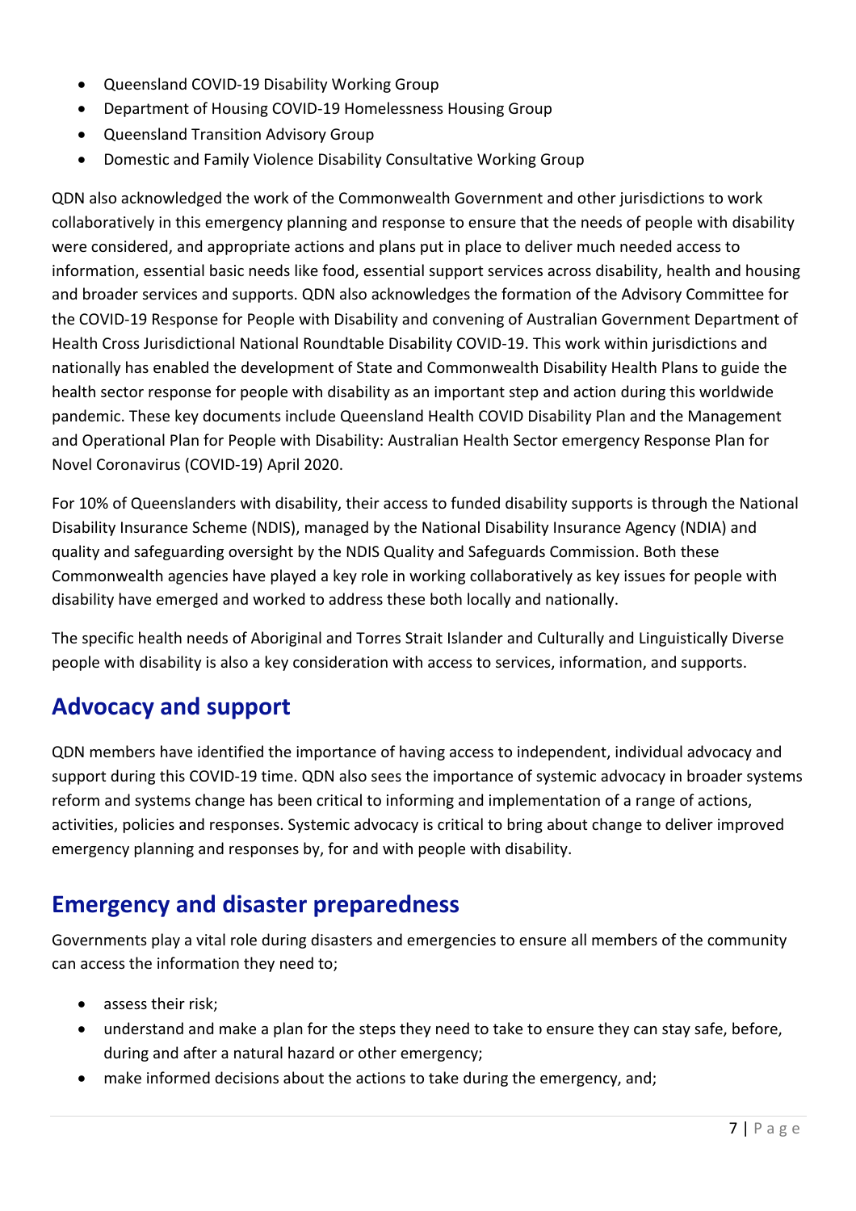- Queensland COVID-19 Disability Working Group
- Department of Housing COVID-19 Homelessness Housing Group
- Queensland Transition Advisory Group
- Domestic and Family Violence Disability Consultative Working Group

QDN also acknowledged the work of the Commonwealth Government and other jurisdictions to work collaboratively in this emergency planning and response to ensure that the needs of people with disability were considered, and appropriate actions and plans put in place to deliver much needed access to information, essential basic needs like food, essential support services across disability, health and housing and broader services and supports. QDN also acknowledges the formation of the Advisory Committee for the COVID-19 Response for People with Disability and convening of Australian Government Department of Health Cross Jurisdictional National Roundtable Disability COVID-19. This work within jurisdictions and nationally has enabled the development of State and Commonwealth Disability Health Plans to guide the health sector response for people with disability as an important step and action during this worldwide pandemic. These key documents include Queensland Health COVID Disability Plan and the Management and Operational Plan for People with Disability: Australian Health Sector emergency Response Plan for Novel Coronavirus (COVID-19) April 2020.

For 10% of Queenslanders with disability, their access to funded disability supports is through the National Disability Insurance Scheme (NDIS), managed by the National Disability Insurance Agency (NDIA) and quality and safeguarding oversight by the NDIS Quality and Safeguards Commission. Both these Commonwealth agencies have played a key role in working collaboratively as key issues for people with disability have emerged and worked to address these both locally and nationally.

The specific health needs of Aboriginal and Torres Strait Islander and Culturally and Linguistically Diverse people with disability is also a key consideration with access to services, information, and supports.

## Advocacy and support

QDN members have identified the importance of having access to independent, individual advocacy and support during this COVID-19 time. QDN also sees the importance of systemic advocacy in broader systems reform and systems change has been critical to informing and implementation of a range of actions, activities, policies and responses. Systemic advocacy is critical to bring about change to deliver improved emergency planning and responses by, for and with people with disability.

## Emergency and disaster preparedness

Governments play a vital role during disasters and emergencies to ensure all members of the community can access the information they need to;

- assess their risk;
- understand and make a plan for the steps they need to take to ensure they can stay safe, before, during and after a natural hazard or other emergency;
- make informed decisions about the actions to take during the emergency, and;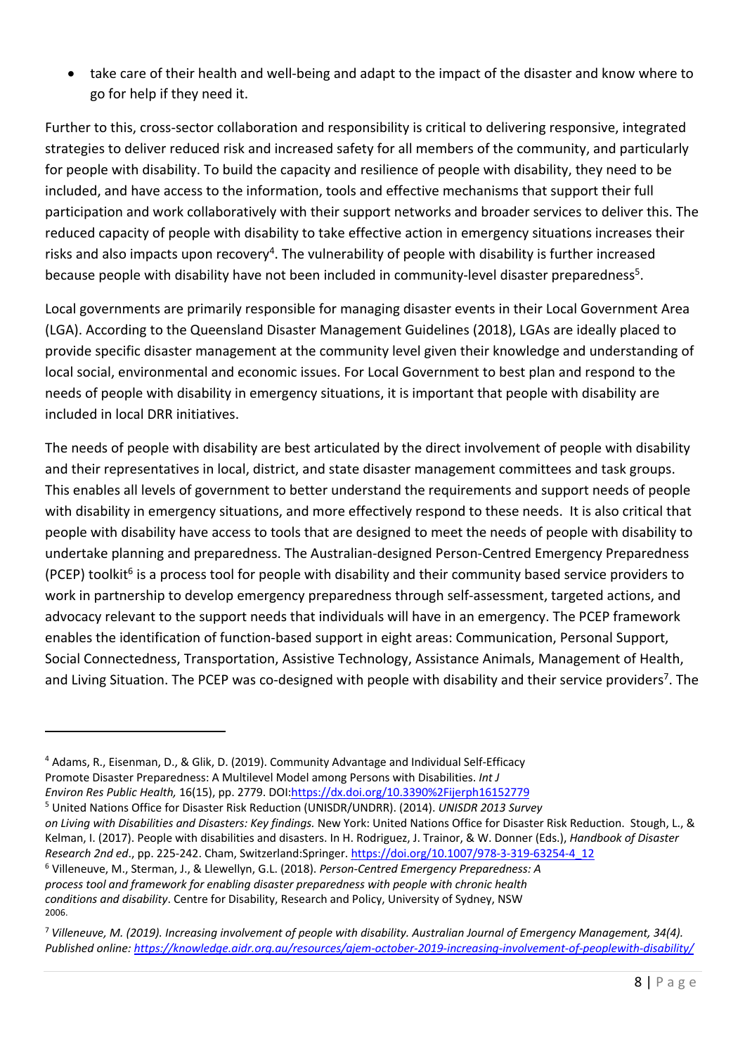- take care of their health and well-being and adapt to the impact of the disaster and know where to go for help if they need it.

Further to this, cross-sector collaboration and responsibility is critical to delivering responsive, integrated strategies to deliver reduced risk and increased safety for all members of the community, and particularly for people with disability. To build the capacity and resilience of people with disability, they need to be included, and have access to the information, tools and effective mechanisms that support their full participation and work collaboratively with their support networks and broader services to deliver this. The reduced capacity of people with disability to take effective action in emergency situations increases their risks and also impacts upon recovery[4]. The vulnerability of people with disability is further increased because people with disability have not been included in community-level disaster preparedness[5].

Local governments are primarily responsible for managing disaster events in their Local Government Area (LGA). According to the Queensland Disaster Management Guidelines (2018), LGAs are ideally placed to provide specific disaster management at the community level given their knowledge and understanding of local social, environmental and economic issues. For Local Government to best plan and respond to the needs of people with disability in emergency situations, it is important that people with disability are included in local DRR initiatives.

The needs of people with disability are best articulated by the direct involvement of people with disability and their representatives in local, district, and state disaster management committees and task groups. This enables all levels of government to better understand the requirements and support needs of people with disability in emergency situations, and more effectively respond to these needs. It is also critical that people with disability have access to tools that are designed to meet the needs of people with disability to undertake planning and preparedness. The Australian-designed Person-Centred Emergency Preparedness (PCEP) toolkit[6] is a process tool for people with disability and their community based service providers to work in partnership to develop emergency preparedness through self-assessment, targeted actions, and advocacy relevant to the support needs that individuals will have in an emergency. The PCEP framework enables the identification of function-based support in eight areas: Communication, Personal Support, Social Connectedness, Transportation, Assistive Technology, Assistance Animals, Management of Health, and Living Situation. The PCEP was co-designed with people with disability and their service providers[7]. The

---

[4] Adams, R., Eisenman, D., & Glik, D. (2019). Community Advantage and Individual Self-Efficacy Promote Disaster Preparedness: A Multilevel Model among Persons with Disabilities. *Int J Environ Res Public Health,* 16(15), pp. 2779. DOI:https://dx.doi.org/10.3390%2Fijerph16152779

[5] United Nations Office for Disaster Risk Reduction (UNISDR/UNDRR). (2014). *UNISDR 2013 Survey on Living with Disabilities and Disasters: Key findings.* New York: United Nations Office for Disaster Risk Reduction. Stough, L., & Kelman, I. (2017). People with disabilities and disasters. In H. Rodriguez, J. Trainor, & W. Donner (Eds.), *Handbook of Disaster Research 2nd ed*., pp. 225-242. Cham, Switzerland:Springer. https://doi.org/10.1007/978-3-319-63254-4_12

[6] Villeneuve, M., Sterman, J., & Llewellyn, G.L. (2018). *Person-Centred Emergency Preparedness: A process tool and framework for enabling disaster preparedness with people with chronic health conditions and disability*. Centre for Disability, Research and Policy, University of Sydney, NSW 2006.

[7] *Villeneuve, M. (2019). Increasing involvement of people with disability. Australian Journal of Emergency Management, 34(4). Published online: https://knowledge.aidr.org.au/resources/ajem-october-2019-increasing-involvement-of-peoplewith-disability/*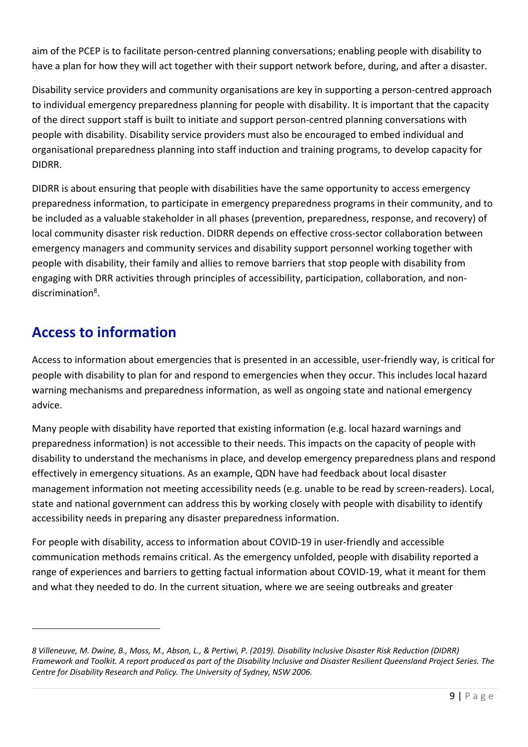aim of the PCEP is to facilitate person-centred planning conversations; enabling people with disability to have a plan for how they will act together with their support network before, during, and after a disaster.

Disability service providers and community organisations are key in supporting a person-centred approach to individual emergency preparedness planning for people with disability. It is important that the capacity of the direct support staff is built to initiate and support person-centred planning conversations with people with disability. Disability service providers must also be encouraged to embed individual and organisational preparedness planning into staff induction and training programs, to develop capacity for DIDRR.

DIDRR is about ensuring that people with disabilities have the same opportunity to access emergency preparedness information, to participate in emergency preparedness programs in their community, and to be included as a valuable stakeholder in all phases (prevention, preparedness, response, and recovery) of local community disaster risk reduction. DIDRR depends on effective cross-sector collaboration between emergency managers and community services and disability support personnel working together with people with disability, their family and allies to remove barriers that stop people with disability from engaging with DRR activities through principles of accessibility, participation, collaboration, and non-discrimination[8].

## Access to information

Access to information about emergencies that is presented in an accessible, user-friendly way, is critical for people with disability to plan for and respond to emergencies when they occur. This includes local hazard warning mechanisms and preparedness information, as well as ongoing state and national emergency advice.

Many people with disability have reported that existing information (e.g. local hazard warnings and preparedness information) is not accessible to their needs. This impacts on the capacity of people with disability to understand the mechanisms in place, and develop emergency preparedness plans and respond effectively in emergency situations. As an example, QDN have had feedback about local disaster management information not meeting accessibility needs (e.g. unable to be read by screen-readers). Local, state and national government can address this by working closely with people with disability to identify accessibility needs in preparing any disaster preparedness information.

For people with disability, access to information about COVID-19 in user-friendly and accessible communication methods remains critical. As the emergency unfolded, people with disability reported a range of experiences and barriers to getting factual information about COVID-19, what it meant for them and what they needed to do. In the current situation, where we are seeing outbreaks and greater

---

*8 Villeneuve, M. Dwine, B., Moss, M., Abson, L., & Pertiwi, P. (2019). Disability Inclusive Disaster Risk Reduction (DIDRR) Framework and Toolkit. A report produced as part of the Disability Inclusive and Disaster Resilient Queensland Project Series. The Centre for Disability Research and Policy. The University of Sydney, NSW 2006.*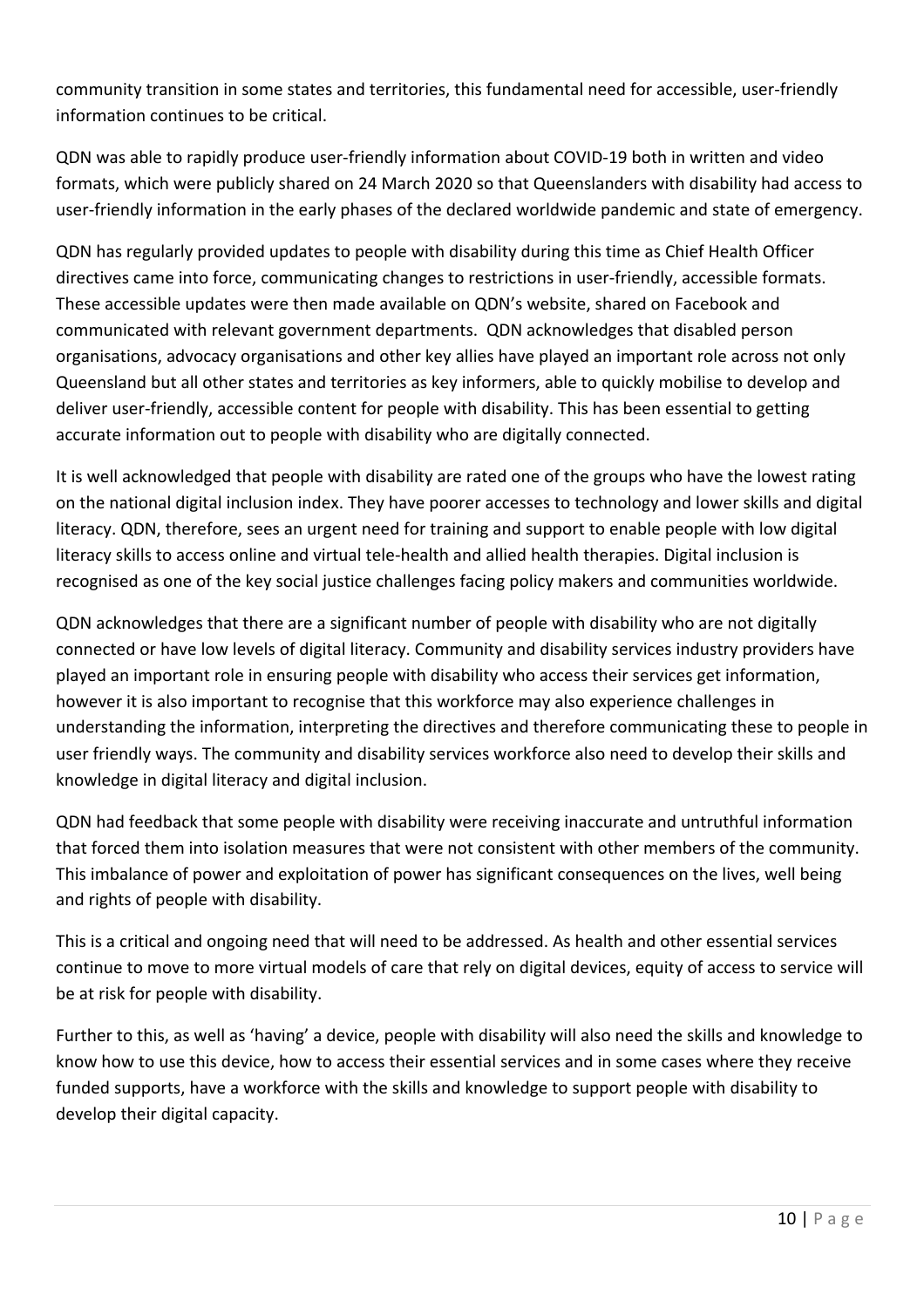community transition in some states and territories, this fundamental need for accessible, user-friendly information continues to be critical.

QDN was able to rapidly produce user-friendly information about COVID-19 both in written and video formats, which were publicly shared on 24 March 2020 so that Queenslanders with disability had access to user-friendly information in the early phases of the declared worldwide pandemic and state of emergency.

QDN has regularly provided updates to people with disability during this time as Chief Health Officer directives came into force, communicating changes to restrictions in user-friendly, accessible formats. These accessible updates were then made available on QDN's website, shared on Facebook and communicated with relevant government departments. QDN acknowledges that disabled person organisations, advocacy organisations and other key allies have played an important role across not only Queensland but all other states and territories as key informers, able to quickly mobilise to develop and deliver user-friendly, accessible content for people with disability. This has been essential to getting accurate information out to people with disability who are digitally connected.

It is well acknowledged that people with disability are rated one of the groups who have the lowest rating on the national digital inclusion index. They have poorer accesses to technology and lower skills and digital literacy. QDN, therefore, sees an urgent need for training and support to enable people with low digital literacy skills to access online and virtual tele-health and allied health therapies. Digital inclusion is recognised as one of the key social justice challenges facing policy makers and communities worldwide.

QDN acknowledges that there are a significant number of people with disability who are not digitally connected or have low levels of digital literacy. Community and disability services industry providers have played an important role in ensuring people with disability who access their services get information, however it is also important to recognise that this workforce may also experience challenges in understanding the information, interpreting the directives and therefore communicating these to people in user friendly ways. The community and disability services workforce also need to develop their skills and knowledge in digital literacy and digital inclusion.

QDN had feedback that some people with disability were receiving inaccurate and untruthful information that forced them into isolation measures that were not consistent with other members of the community. This imbalance of power and exploitation of power has significant consequences on the lives, well being and rights of people with disability.

This is a critical and ongoing need that will need to be addressed. As health and other essential services continue to move to more virtual models of care that rely on digital devices, equity of access to service will be at risk for people with disability.

Further to this, as well as 'having' a device, people with disability will also need the skills and knowledge to know how to use this device, how to access their essential services and in some cases where they receive funded supports, have a workforce with the skills and knowledge to support people with disability to develop their digital capacity.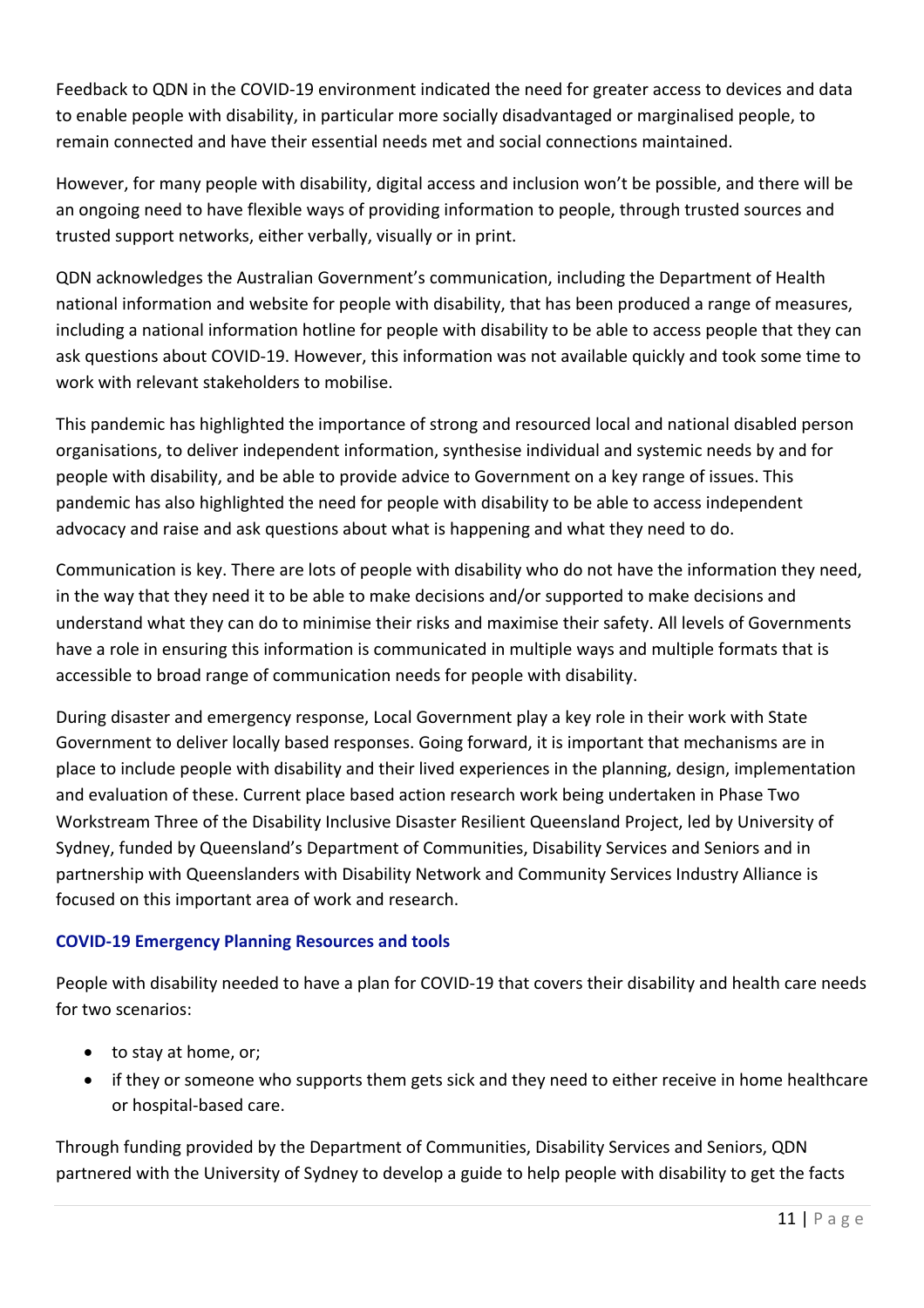Feedback to QDN in the COVID-19 environment indicated the need for greater access to devices and data to enable people with disability, in particular more socially disadvantaged or marginalised people, to remain connected and have their essential needs met and social connections maintained.

However, for many people with disability, digital access and inclusion won't be possible, and there will be an ongoing need to have flexible ways of providing information to people, through trusted sources and trusted support networks, either verbally, visually or in print.

QDN acknowledges the Australian Government's communication, including the Department of Health national information and website for people with disability, that has been produced a range of measures, including a national information hotline for people with disability to be able to access people that they can ask questions about COVID-19. However, this information was not available quickly and took some time to work with relevant stakeholders to mobilise.

This pandemic has highlighted the importance of strong and resourced local and national disabled person organisations, to deliver independent information, synthesise individual and systemic needs by and for people with disability, and be able to provide advice to Government on a key range of issues. This pandemic has also highlighted the need for people with disability to be able to access independent advocacy and raise and ask questions about what is happening and what they need to do.

Communication is key. There are lots of people with disability who do not have the information they need, in the way that they need it to be able to make decisions and/or supported to make decisions and understand what they can do to minimise their risks and maximise their safety. All levels of Governments have a role in ensuring this information is communicated in multiple ways and multiple formats that is accessible to broad range of communication needs for people with disability.

During disaster and emergency response, Local Government play a key role in their work with State Government to deliver locally based responses. Going forward, it is important that mechanisms are in place to include people with disability and their lived experiences in the planning, design, implementation and evaluation of these. Current place based action research work being undertaken in Phase Two Workstream Three of the Disability Inclusive Disaster Resilient Queensland Project, led by University of Sydney, funded by Queensland's Department of Communities, Disability Services and Seniors and in partnership with Queenslanders with Disability Network and Community Services Industry Alliance is focused on this important area of work and research.

### COVID-19 Emergency Planning Resources and tools

People with disability needed to have a plan for COVID-19 that covers their disability and health care needs for two scenarios:

- to stay at home, or;
- if they or someone who supports them gets sick and they need to either receive in home healthcare or hospital-based care.

Through funding provided by the Department of Communities, Disability Services and Seniors, QDN partnered with the University of Sydney to develop a guide to help people with disability to get the facts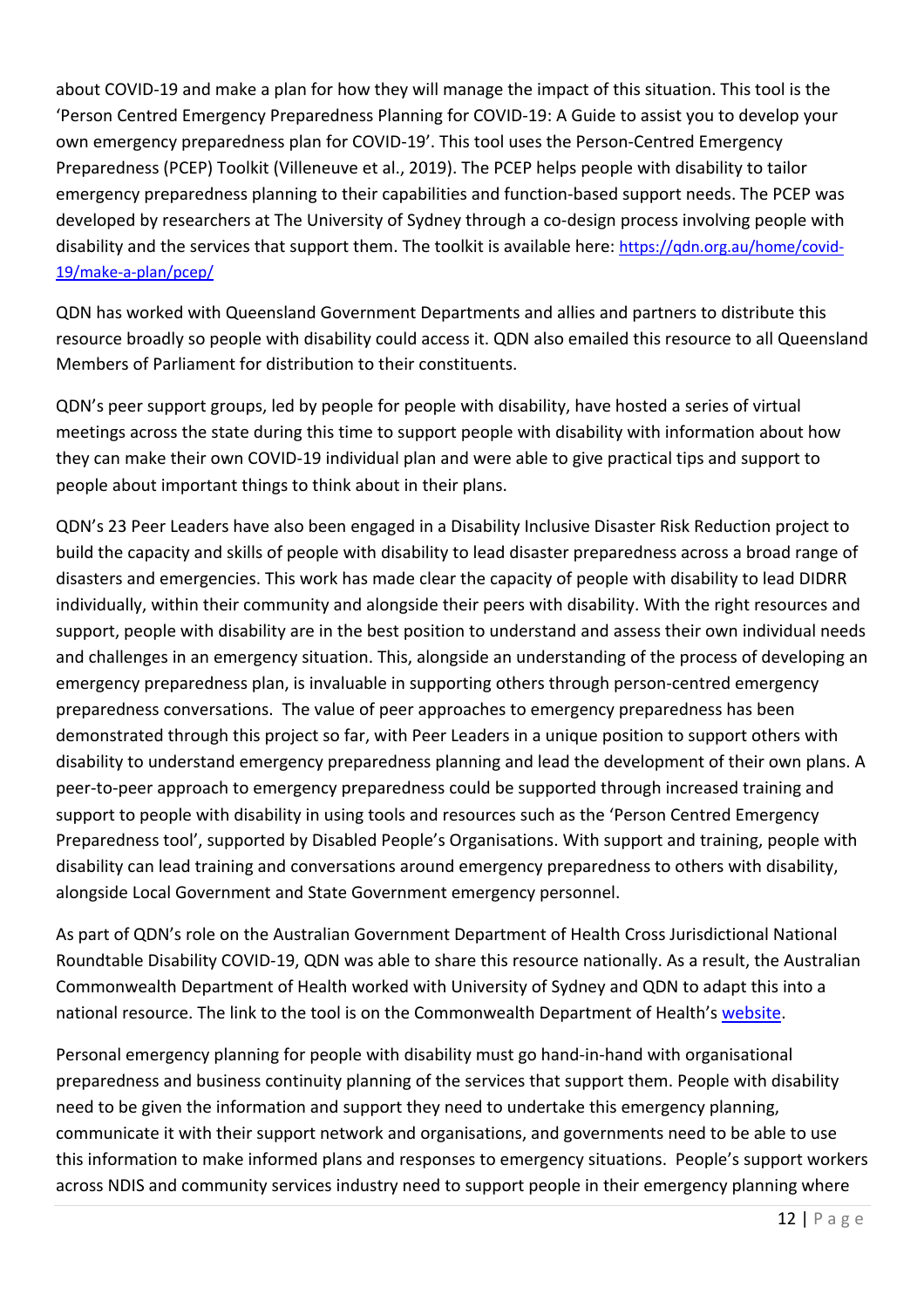about COVID-19 and make a plan for how they will manage the impact of this situation. This tool is the 'Person Centred Emergency Preparedness Planning for COVID-19: A Guide to assist you to develop your own emergency preparedness plan for COVID-19'. This tool uses the Person-Centred Emergency Preparedness (PCEP) Toolkit (Villeneuve et al., 2019). The PCEP helps people with disability to tailor emergency preparedness planning to their capabilities and function-based support needs. The PCEP was developed by researchers at The University of Sydney through a co-design process involving people with disability and the services that support them. The toolkit is available here: [https://qdn.org.au/home/covid-19/make-a-plan/pcep/](https://qdn.org.au/home/covid-19/make-a-plan/pcep/)

QDN has worked with Queensland Government Departments and allies and partners to distribute this resource broadly so people with disability could access it. QDN also emailed this resource to all Queensland Members of Parliament for distribution to their constituents.

QDN's peer support groups, led by people for people with disability, have hosted a series of virtual meetings across the state during this time to support people with disability with information about how they can make their own COVID-19 individual plan and were able to give practical tips and support to people about important things to think about in their plans.

QDN's 23 Peer Leaders have also been engaged in a Disability Inclusive Disaster Risk Reduction project to build the capacity and skills of people with disability to lead disaster preparedness across a broad range of disasters and emergencies. This work has made clear the capacity of people with disability to lead DIDRR individually, within their community and alongside their peers with disability. With the right resources and support, people with disability are in the best position to understand and assess their own individual needs and challenges in an emergency situation. This, alongside an understanding of the process of developing an emergency preparedness plan, is invaluable in supporting others through person-centred emergency preparedness conversations. The value of peer approaches to emergency preparedness has been demonstrated through this project so far, with Peer Leaders in a unique position to support others with disability to understand emergency preparedness planning and lead the development of their own plans. A peer-to-peer approach to emergency preparedness could be supported through increased training and support to people with disability in using tools and resources such as the 'Person Centred Emergency Preparedness tool', supported by Disabled People's Organisations. With support and training, people with disability can lead training and conversations around emergency preparedness to others with disability, alongside Local Government and State Government emergency personnel.

As part of QDN's role on the Australian Government Department of Health Cross Jurisdictional National Roundtable Disability COVID-19, QDN was able to share this resource nationally. As a result, the Australian Commonwealth Department of Health worked with University of Sydney and QDN to adapt this into a national resource. The link to the tool is on the Commonwealth Department of Health's website.

Personal emergency planning for people with disability must go hand-in-hand with organisational preparedness and business continuity planning of the services that support them. People with disability need to be given the information and support they need to undertake this emergency planning, communicate it with their support network and organisations, and governments need to be able to use this information to make informed plans and responses to emergency situations. People's support workers across NDIS and community services industry need to support people in their emergency planning where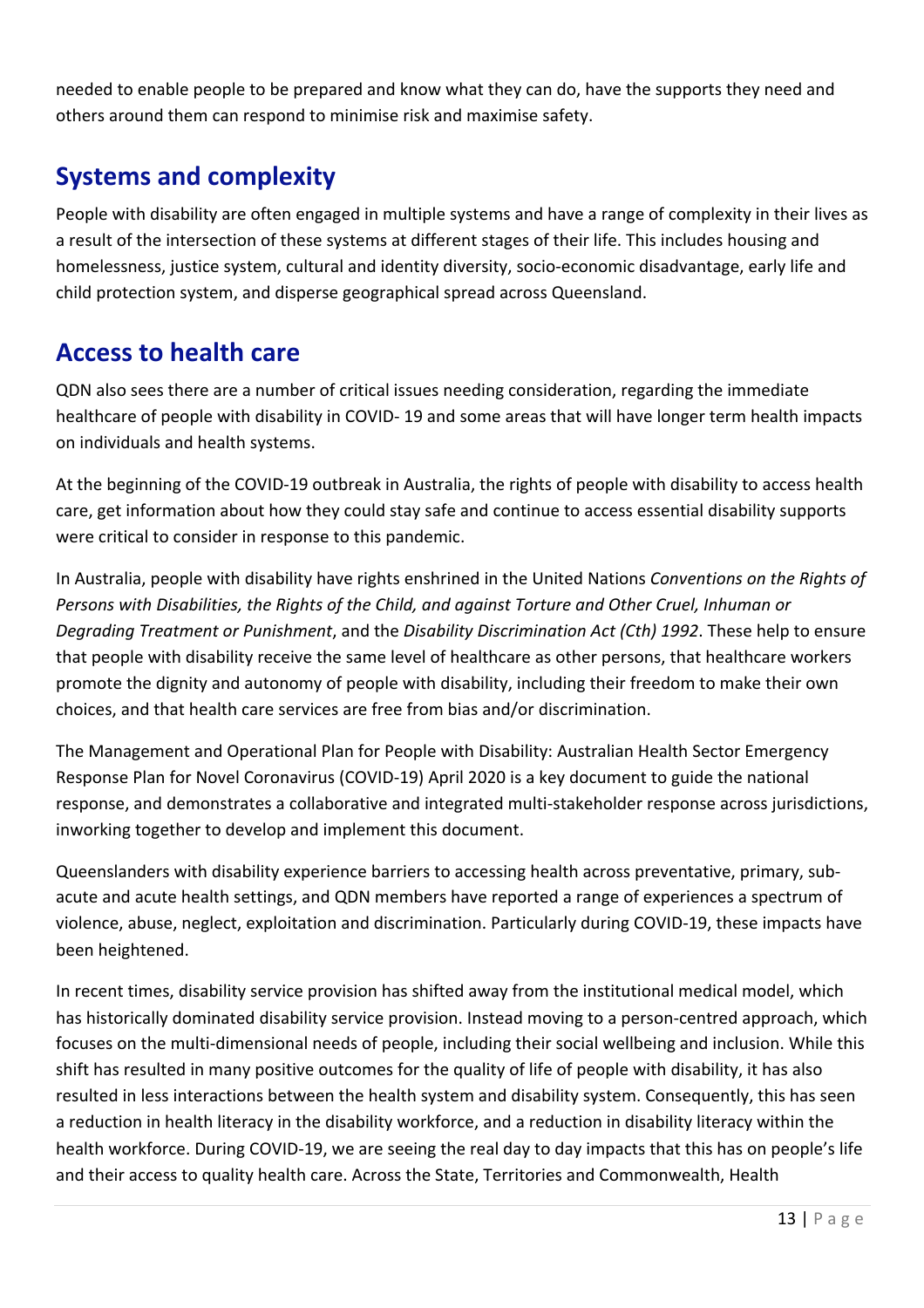needed to enable people to be prepared and know what they can do, have the supports they need and others around them can respond to minimise risk and maximise safety.

## Systems and complexity

People with disability are often engaged in multiple systems and have a range of complexity in their lives as a result of the intersection of these systems at different stages of their life. This includes housing and homelessness, justice system, cultural and identity diversity, socio-economic disadvantage, early life and child protection system, and disperse geographical spread across Queensland.

## Access to health care

QDN also sees there are a number of critical issues needing consideration, regarding the immediate healthcare of people with disability in COVID- 19 and some areas that will have longer term health impacts on individuals and health systems.

At the beginning of the COVID-19 outbreak in Australia, the rights of people with disability to access health care, get information about how they could stay safe and continue to access essential disability supports were critical to consider in response to this pandemic.

In Australia, people with disability have rights enshrined in the United Nations *Conventions on the Rights of Persons with Disabilities, the Rights of the Child, and against Torture and Other Cruel, Inhuman or Degrading Treatment or Punishment*, and the *Disability Discrimination Act (Cth) 1992*. These help to ensure that people with disability receive the same level of healthcare as other persons, that healthcare workers promote the dignity and autonomy of people with disability, including their freedom to make their own choices, and that health care services are free from bias and/or discrimination.

The Management and Operational Plan for People with Disability: Australian Health Sector Emergency Response Plan for Novel Coronavirus (COVID-19) April 2020 is a key document to guide the national response, and demonstrates a collaborative and integrated multi-stakeholder response across jurisdictions, inworking together to develop and implement this document.

Queenslanders with disability experience barriers to accessing health across preventative, primary, sub-acute and acute health settings, and QDN members have reported a range of experiences a spectrum of violence, abuse, neglect, exploitation and discrimination. Particularly during COVID-19, these impacts have been heightened.

In recent times, disability service provision has shifted away from the institutional medical model, which has historically dominated disability service provision. Instead moving to a person-centred approach, which focuses on the multi-dimensional needs of people, including their social wellbeing and inclusion. While this shift has resulted in many positive outcomes for the quality of life of people with disability, it has also resulted in less interactions between the health system and disability system. Consequently, this has seen a reduction in health literacy in the disability workforce, and a reduction in disability literacy within the health workforce. During COVID-19, we are seeing the real day to day impacts that this has on people's life and their access to quality health care. Across the State, Territories and Commonwealth, Health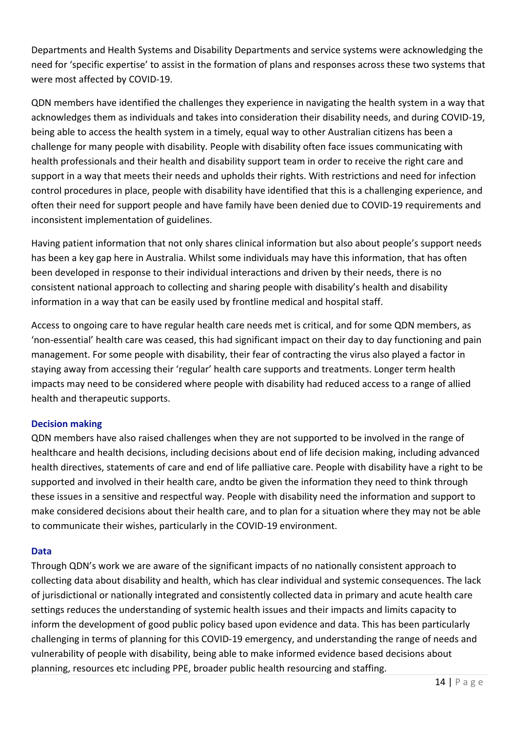Departments and Health Systems and Disability Departments and service systems were acknowledging the need for 'specific expertise' to assist in the formation of plans and responses across these two systems that were most affected by COVID-19.

QDN members have identified the challenges they experience in navigating the health system in a way that acknowledges them as individuals and takes into consideration their disability needs, and during COVID-19, being able to access the health system in a timely, equal way to other Australian citizens has been a challenge for many people with disability. People with disability often face issues communicating with health professionals and their health and disability support team in order to receive the right care and support in a way that meets their needs and upholds their rights. With restrictions and need for infection control procedures in place, people with disability have identified that this is a challenging experience, and often their need for support people and have family have been denied due to COVID-19 requirements and inconsistent implementation of guidelines.

Having patient information that not only shares clinical information but also about people's support needs has been a key gap here in Australia. Whilst some individuals may have this information, that has often been developed in response to their individual interactions and driven by their needs, there is no consistent national approach to collecting and sharing people with disability's health and disability information in a way that can be easily used by frontline medical and hospital staff.

Access to ongoing care to have regular health care needs met is critical, and for some QDN members, as 'non-essential' health care was ceased, this had significant impact on their day to day functioning and pain management. For some people with disability, their fear of contracting the virus also played a factor in staying away from accessing their 'regular' health care supports and treatments. Longer term health impacts may need to be considered where people with disability had reduced access to a range of allied health and therapeutic supports.

### Decision making

QDN members have also raised challenges when they are not supported to be involved in the range of healthcare and health decisions, including decisions about end of life decision making, including advanced health directives, statements of care and end of life palliative care. People with disability have a right to be supported and involved in their health care, andto be given the information they need to think through these issues in a sensitive and respectful way. People with disability need the information and support to make considered decisions about their health care, and to plan for a situation where they may not be able to communicate their wishes, particularly in the COVID-19 environment.

### Data

Through QDN's work we are aware of the significant impacts of no nationally consistent approach to collecting data about disability and health, which has clear individual and systemic consequences. The lack of jurisdictional or nationally integrated and consistently collected data in primary and acute health care settings reduces the understanding of systemic health issues and their impacts and limits capacity to inform the development of good public policy based upon evidence and data. This has been particularly challenging in terms of planning for this COVID-19 emergency, and understanding the range of needs and vulnerability of people with disability, being able to make informed evidence based decisions about planning, resources etc including PPE, broader public health resourcing and staffing.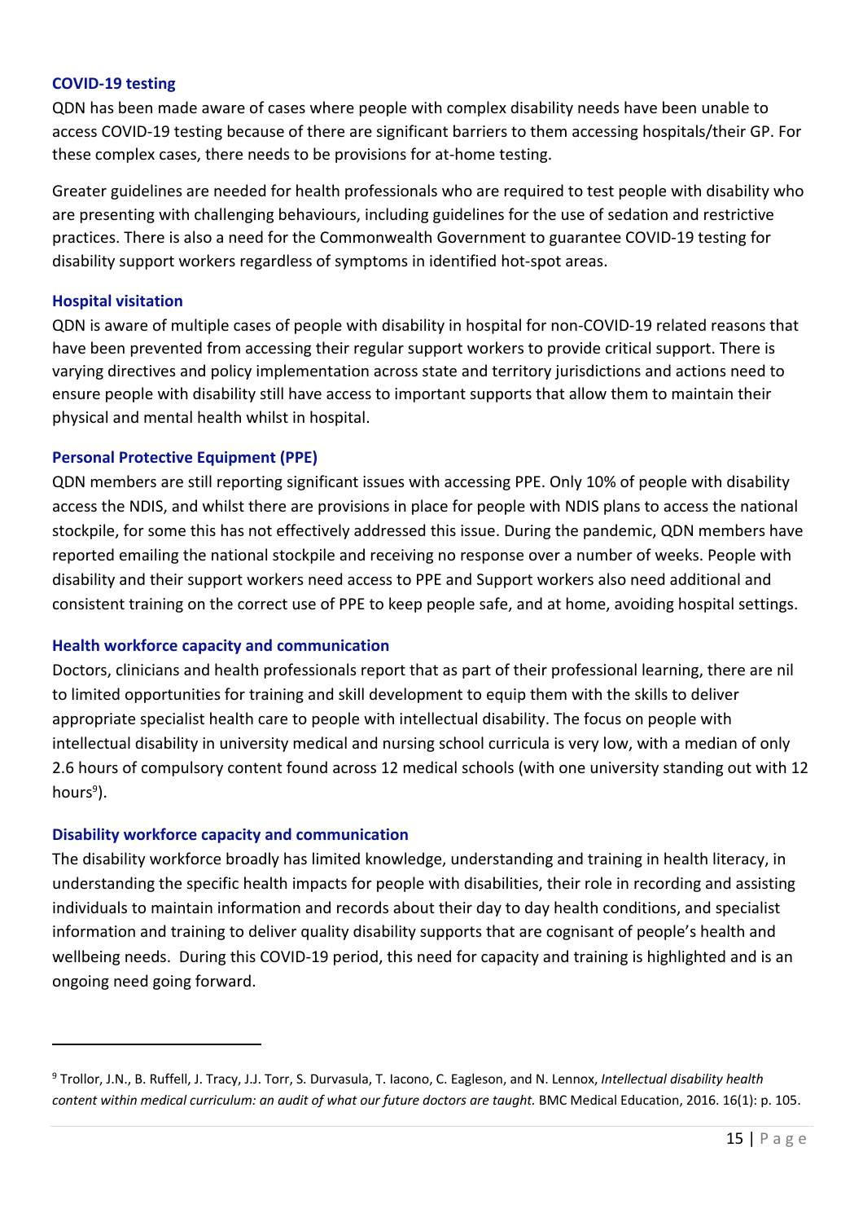### COVID-19 testing

QDN has been made aware of cases where people with complex disability needs have been unable to access COVID-19 testing because of there are significant barriers to them accessing hospitals/their GP. For these complex cases, there needs to be provisions for at-home testing.

Greater guidelines are needed for health professionals who are required to test people with disability who are presenting with challenging behaviours, including guidelines for the use of sedation and restrictive practices. There is also a need for the Commonwealth Government to guarantee COVID-19 testing for disability support workers regardless of symptoms in identified hot-spot areas.

### Hospital visitation

QDN is aware of multiple cases of people with disability in hospital for non-COVID-19 related reasons that have been prevented from accessing their regular support workers to provide critical support. There is varying directives and policy implementation across state and territory jurisdictions and actions need to ensure people with disability still have access to important supports that allow them to maintain their physical and mental health whilst in hospital.

### Personal Protective Equipment (PPE)

QDN members are still reporting significant issues with accessing PPE. Only 10% of people with disability access the NDIS, and whilst there are provisions in place for people with NDIS plans to access the national stockpile, for some this has not effectively addressed this issue. During the pandemic, QDN members have reported emailing the national stockpile and receiving no response over a number of weeks. People with disability and their support workers need access to PPE and Support workers also need additional and consistent training on the correct use of PPE to keep people safe, and at home, avoiding hospital settings.

### Health workforce capacity and communication

Doctors, clinicians and health professionals report that as part of their professional learning, there are nil to limited opportunities for training and skill development to equip them with the skills to deliver appropriate specialist health care to people with intellectual disability. The focus on people with intellectual disability in university medical and nursing school curricula is very low, with a median of only 2.6 hours of compulsory content found across 12 medical schools (with one university standing out with 12 hours[9]).

### Disability workforce capacity and communication

The disability workforce broadly has limited knowledge, understanding and training in health literacy, in understanding the specific health impacts for people with disabilities, their role in recording and assisting individuals to maintain information and records about their day to day health conditions, and specialist information and training to deliver quality disability supports that are cognisant of people's health and wellbeing needs. During this COVID-19 period, this need for capacity and training is highlighted and is an ongoing need going forward.

---

[9] Trollor, J.N., B. Ruffell, J. Tracy, J.J. Torr, S. Durvasula, T. Iacono, C. Eagleson, and N. Lennox, *Intellectual disability health content within medical curriculum: an audit of what our future doctors are taught.* BMC Medical Education, 2016. 16(1): p. 105.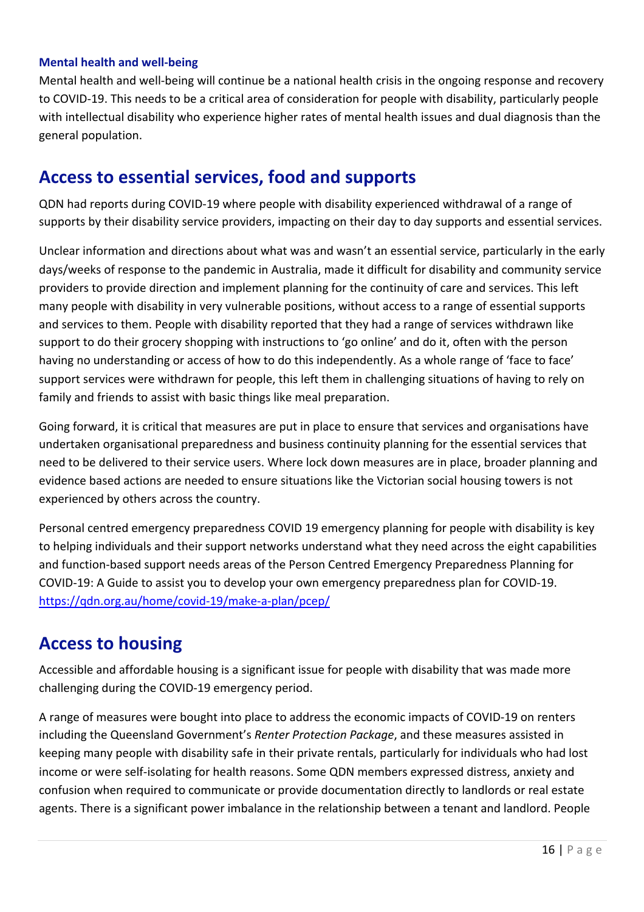### Mental health and well-being

Mental health and well-being will continue be a national health crisis in the ongoing response and recovery to COVID-19. This needs to be a critical area of consideration for people with disability, particularly people with intellectual disability who experience higher rates of mental health issues and dual diagnosis than the general population.

## Access to essential services, food and supports

QDN had reports during COVID-19 where people with disability experienced withdrawal of a range of supports by their disability service providers, impacting on their day to day supports and essential services.

Unclear information and directions about what was and wasn't an essential service, particularly in the early days/weeks of response to the pandemic in Australia, made it difficult for disability and community service providers to provide direction and implement planning for the continuity of care and services. This left many people with disability in very vulnerable positions, without access to a range of essential supports and services to them. People with disability reported that they had a range of services withdrawn like support to do their grocery shopping with instructions to 'go online' and do it, often with the person having no understanding or access of how to do this independently. As a whole range of 'face to face' support services were withdrawn for people, this left them in challenging situations of having to rely on family and friends to assist with basic things like meal preparation.

Going forward, it is critical that measures are put in place to ensure that services and organisations have undertaken organisational preparedness and business continuity planning for the essential services that need to be delivered to their service users. Where lock down measures are in place, broader planning and evidence based actions are needed to ensure situations like the Victorian social housing towers is not experienced by others across the country.

Personal centred emergency preparedness COVID 19 emergency planning for people with disability is key to helping individuals and their support networks understand what they need across the eight capabilities and function-based support needs areas of the Person Centred Emergency Preparedness Planning for COVID-19: A Guide to assist you to develop your own emergency preparedness plan for COVID-19. https://qdn.org.au/home/covid-19/make-a-plan/pcep/

## Access to housing

Accessible and affordable housing is a significant issue for people with disability that was made more challenging during the COVID-19 emergency period.

A range of measures were bought into place to address the economic impacts of COVID-19 on renters including the Queensland Government's *Renter Protection Package*, and these measures assisted in keeping many people with disability safe in their private rentals, particularly for individuals who had lost income or were self-isolating for health reasons. Some QDN members expressed distress, anxiety and confusion when required to communicate or provide documentation directly to landlords or real estate agents. There is a significant power imbalance in the relationship between a tenant and landlord. People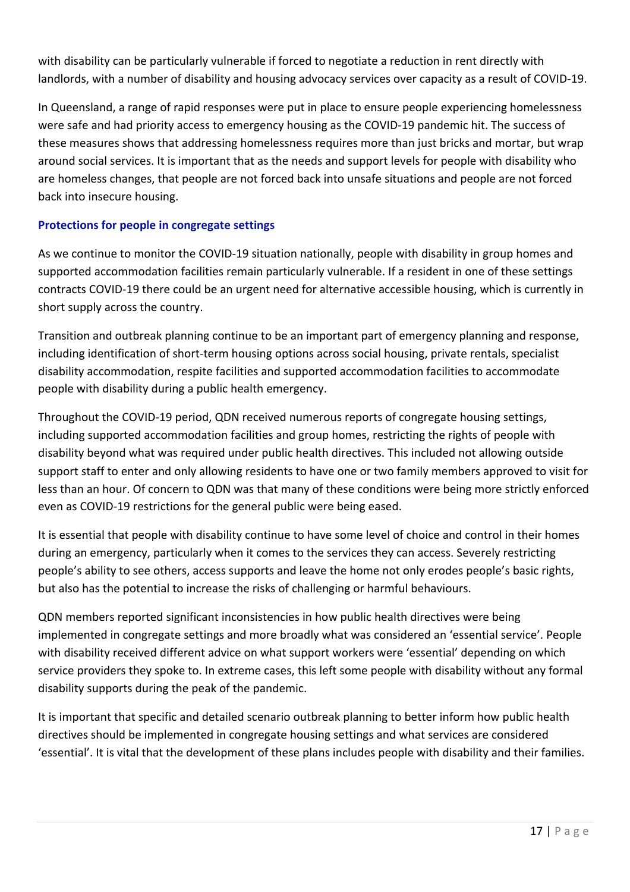with disability can be particularly vulnerable if forced to negotiate a reduction in rent directly with landlords, with a number of disability and housing advocacy services over capacity as a result of COVID-19.

In Queensland, a range of rapid responses were put in place to ensure people experiencing homelessness were safe and had priority access to emergency housing as the COVID-19 pandemic hit. The success of these measures shows that addressing homelessness requires more than just bricks and mortar, but wrap around social services. It is important that as the needs and support levels for people with disability who are homeless changes, that people are not forced back into unsafe situations and people are not forced back into insecure housing.

### Protections for people in congregate settings

As we continue to monitor the COVID-19 situation nationally, people with disability in group homes and supported accommodation facilities remain particularly vulnerable. If a resident in one of these settings contracts COVID-19 there could be an urgent need for alternative accessible housing, which is currently in short supply across the country.

Transition and outbreak planning continue to be an important part of emergency planning and response, including identification of short-term housing options across social housing, private rentals, specialist disability accommodation, respite facilities and supported accommodation facilities to accommodate people with disability during a public health emergency.

Throughout the COVID-19 period, QDN received numerous reports of congregate housing settings, including supported accommodation facilities and group homes, restricting the rights of people with disability beyond what was required under public health directives. This included not allowing outside support staff to enter and only allowing residents to have one or two family members approved to visit for less than an hour. Of concern to QDN was that many of these conditions were being more strictly enforced even as COVID-19 restrictions for the general public were being eased.

It is essential that people with disability continue to have some level of choice and control in their homes during an emergency, particularly when it comes to the services they can access. Severely restricting people's ability to see others, access supports and leave the home not only erodes people's basic rights, but also has the potential to increase the risks of challenging or harmful behaviours.

QDN members reported significant inconsistencies in how public health directives were being implemented in congregate settings and more broadly what was considered an 'essential service'. People with disability received different advice on what support workers were 'essential' depending on which service providers they spoke to. In extreme cases, this left some people with disability without any formal disability supports during the peak of the pandemic.

It is important that specific and detailed scenario outbreak planning to better inform how public health directives should be implemented in congregate housing settings and what services are considered 'essential'. It is vital that the development of these plans includes people with disability and their families.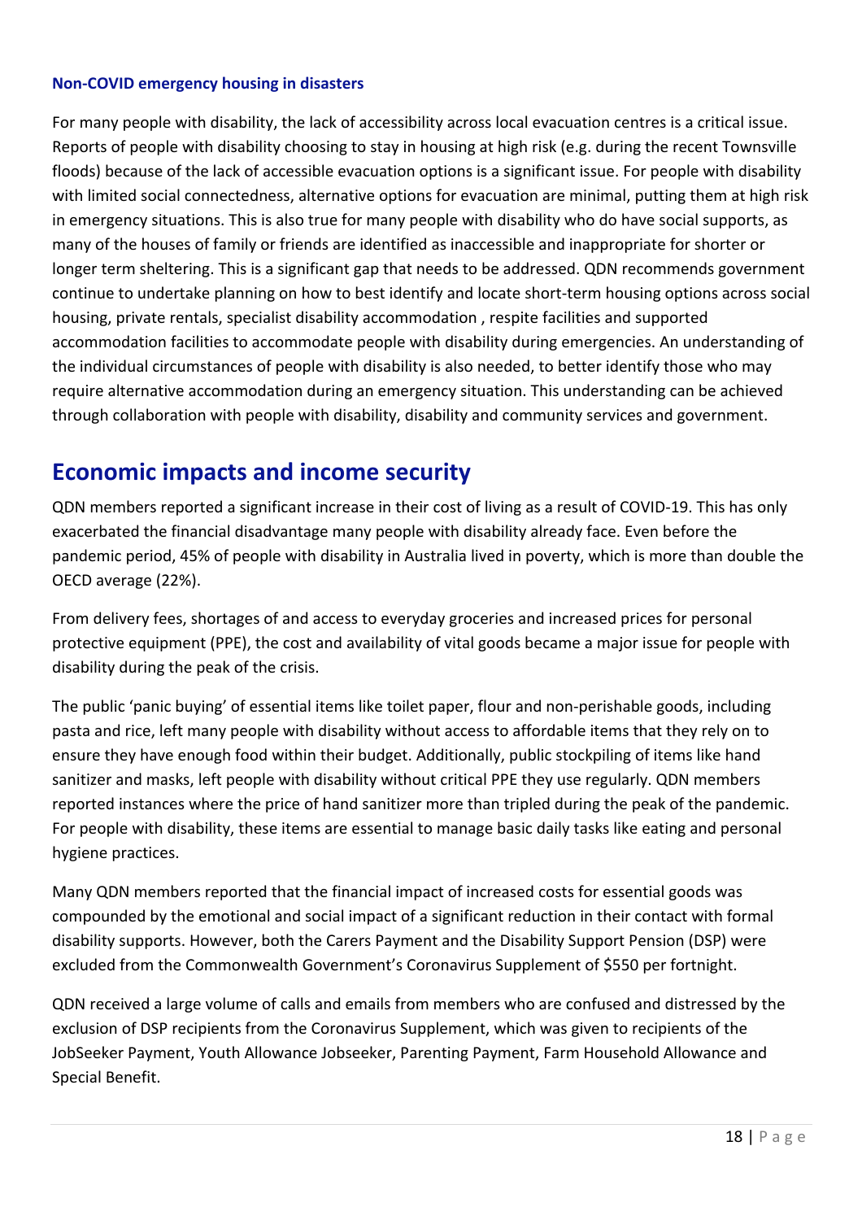### Non-COVID emergency housing in disasters

For many people with disability, the lack of accessibility across local evacuation centres is a critical issue. Reports of people with disability choosing to stay in housing at high risk (e.g. during the recent Townsville floods) because of the lack of accessible evacuation options is a significant issue. For people with disability with limited social connectedness, alternative options for evacuation are minimal, putting them at high risk in emergency situations. This is also true for many people with disability who do have social supports, as many of the houses of family or friends are identified as inaccessible and inappropriate for shorter or longer term sheltering. This is a significant gap that needs to be addressed. QDN recommends government continue to undertake planning on how to best identify and locate short-term housing options across social housing, private rentals, specialist disability accommodation , respite facilities and supported accommodation facilities to accommodate people with disability during emergencies. An understanding of the individual circumstances of people with disability is also needed, to better identify those who may require alternative accommodation during an emergency situation. This understanding can be achieved through collaboration with people with disability, disability and community services and government.

## Economic impacts and income security

QDN members reported a significant increase in their cost of living as a result of COVID-19. This has only exacerbated the financial disadvantage many people with disability already face. Even before the pandemic period, 45% of people with disability in Australia lived in poverty, which is more than double the OECD average (22%).

From delivery fees, shortages of and access to everyday groceries and increased prices for personal protective equipment (PPE), the cost and availability of vital goods became a major issue for people with disability during the peak of the crisis.

The public 'panic buying' of essential items like toilet paper, flour and non-perishable goods, including pasta and rice, left many people with disability without access to affordable items that they rely on to ensure they have enough food within their budget. Additionally, public stockpiling of items like hand sanitizer and masks, left people with disability without critical PPE they use regularly. QDN members reported instances where the price of hand sanitizer more than tripled during the peak of the pandemic. For people with disability, these items are essential to manage basic daily tasks like eating and personal hygiene practices.

Many QDN members reported that the financial impact of increased costs for essential goods was compounded by the emotional and social impact of a significant reduction in their contact with formal disability supports. However, both the Carers Payment and the Disability Support Pension (DSP) were excluded from the Commonwealth Government's Coronavirus Supplement of $550 per fortnight.

QDN received a large volume of calls and emails from members who are confused and distressed by the exclusion of DSP recipients from the Coronavirus Supplement, which was given to recipients of the JobSeeker Payment, Youth Allowance Jobseeker, Parenting Payment, Farm Household Allowance and Special Benefit.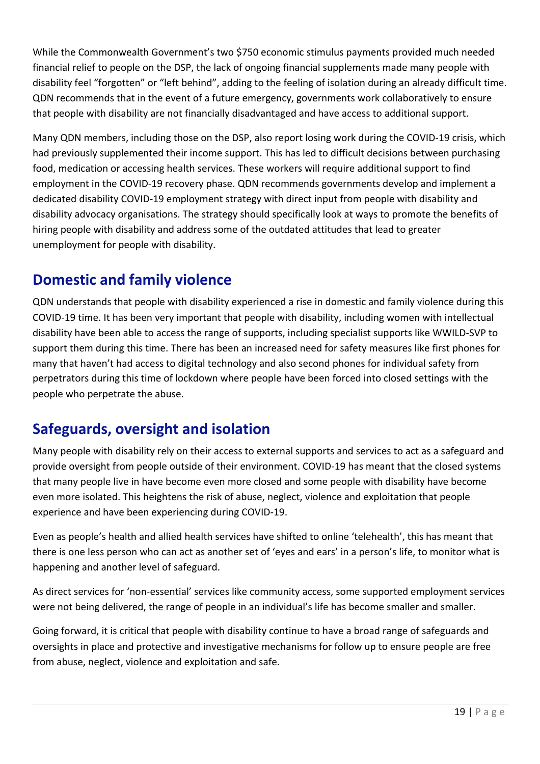While the Commonwealth Government's two $750 economic stimulus payments provided much needed financial relief to people on the DSP, the lack of ongoing financial supplements made many people with disability feel "forgotten" or "left behind", adding to the feeling of isolation during an already difficult time. QDN recommends that in the event of a future emergency, governments work collaboratively to ensure that people with disability are not financially disadvantaged and have access to additional support.

Many QDN members, including those on the DSP, also report losing work during the COVID-19 crisis, which had previously supplemented their income support. This has led to difficult decisions between purchasing food, medication or accessing health services. These workers will require additional support to find employment in the COVID-19 recovery phase. QDN recommends governments develop and implement a dedicated disability COVID-19 employment strategy with direct input from people with disability and disability advocacy organisations. The strategy should specifically look at ways to promote the benefits of hiring people with disability and address some of the outdated attitudes that lead to greater unemployment for people with disability.

## Domestic and family violence

QDN understands that people with disability experienced a rise in domestic and family violence during this COVID-19 time. It has been very important that people with disability, including women with intellectual disability have been able to access the range of supports, including specialist supports like WWILD-SVP to support them during this time. There has been an increased need for safety measures like first phones for many that haven't had access to digital technology and also second phones for individual safety from perpetrators during this time of lockdown where people have been forced into closed settings with the people who perpetrate the abuse.

## Safeguards, oversight and isolation

Many people with disability rely on their access to external supports and services to act as a safeguard and provide oversight from people outside of their environment. COVID-19 has meant that the closed systems that many people live in have become even more closed and some people with disability have become even more isolated. This heightens the risk of abuse, neglect, violence and exploitation that people experience and have been experiencing during COVID-19.

Even as people's health and allied health services have shifted to online 'telehealth', this has meant that there is one less person who can act as another set of 'eyes and ears' in a person's life, to monitor what is happening and another level of safeguard.

As direct services for 'non-essential' services like community access, some supported employment services were not being delivered, the range of people in an individual's life has become smaller and smaller.

Going forward, it is critical that people with disability continue to have a broad range of safeguards and oversights in place and protective and investigative mechanisms for follow up to ensure people are free from abuse, neglect, violence and exploitation and safe.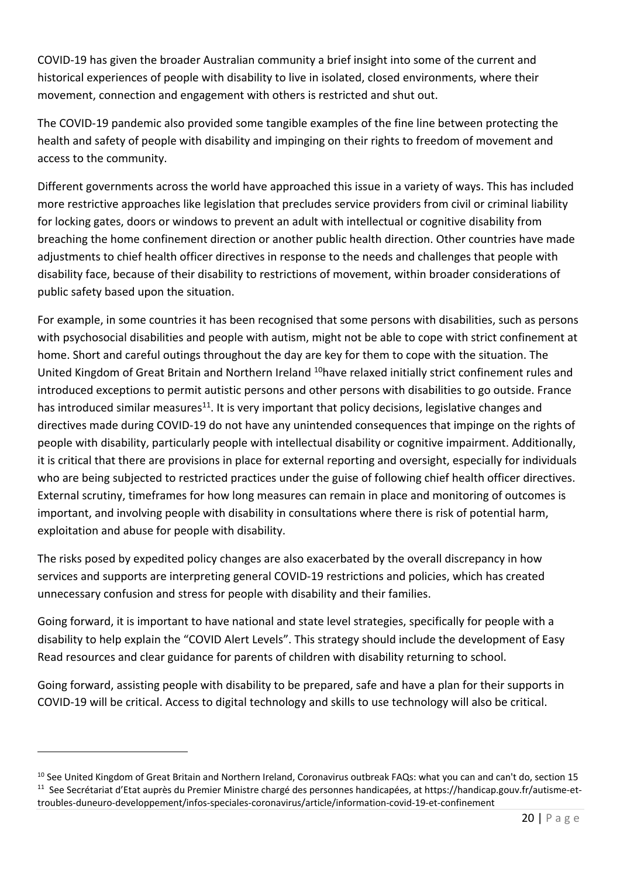COVID-19 has given the broader Australian community a brief insight into some of the current and historical experiences of people with disability to live in isolated, closed environments, where their movement, connection and engagement with others is restricted and shut out.

The COVID-19 pandemic also provided some tangible examples of the fine line between protecting the health and safety of people with disability and impinging on their rights to freedom of movement and access to the community.

Different governments across the world have approached this issue in a variety of ways. This has included more restrictive approaches like legislation that precludes service providers from civil or criminal liability for locking gates, doors or windows to prevent an adult with intellectual or cognitive disability from breaching the home confinement direction or another public health direction. Other countries have made adjustments to chief health officer directives in response to the needs and challenges that people with disability face, because of their disability to restrictions of movement, within broader considerations of public safety based upon the situation.

For example, in some countries it has been recognised that some persons with disabilities, such as persons with psychosocial disabilities and people with autism, might not be able to cope with strict confinement at home. Short and careful outings throughout the day are key for them to cope with the situation. The United Kingdom of Great Britain and Northern Ireland [10]have relaxed initially strict confinement rules and introduced exceptions to permit autistic persons and other persons with disabilities to go outside. France has introduced similar measures[11]. It is very important that policy decisions, legislative changes and directives made during COVID-19 do not have any unintended consequences that impinge on the rights of people with disability, particularly people with intellectual disability or cognitive impairment. Additionally, it is critical that there are provisions in place for external reporting and oversight, especially for individuals who are being subjected to restricted practices under the guise of following chief health officer directives. External scrutiny, timeframes for how long measures can remain in place and monitoring of outcomes is important, and involving people with disability in consultations where there is risk of potential harm, exploitation and abuse for people with disability.

The risks posed by expedited policy changes are also exacerbated by the overall discrepancy in how services and supports are interpreting general COVID-19 restrictions and policies, which has created unnecessary confusion and stress for people with disability and their families.

Going forward, it is important to have national and state level strategies, specifically for people with a disability to help explain the "COVID Alert Levels". This strategy should include the development of Easy Read resources and clear guidance for parents of children with disability returning to school.

Going forward, assisting people with disability to be prepared, safe and have a plan for their supports in COVID-19 will be critical. Access to digital technology and skills to use technology will also be critical.

---

[10] See United Kingdom of Great Britain and Northern Ireland, Coronavirus outbreak FAQs: what you can and can't do, section 15

[11] See Secrétariat d'Etat auprès du Premier Ministre chargé des personnes handicapées, at https://handicap.gouv.fr/autisme-et-troubles-duneuro-developpement/infos-speciales-coronavirus/article/information-covid-19-et-confinement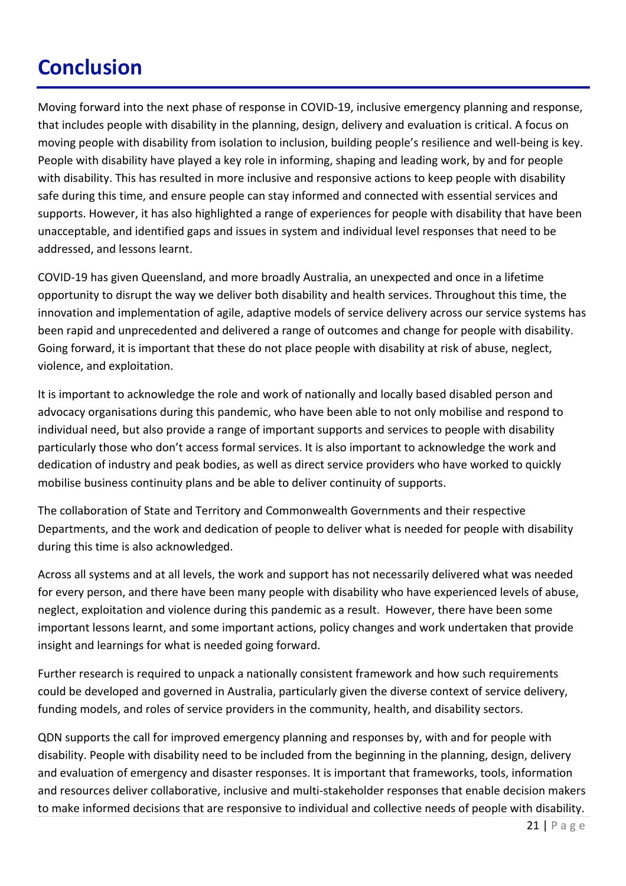# Conclusion

Moving forward into the next phase of response in COVID-19, inclusive emergency planning and response, that includes people with disability in the planning, design, delivery and evaluation is critical. A focus on moving people with disability from isolation to inclusion, building people's resilience and well-being is key. People with disability have played a key role in informing, shaping and leading work, by and for people with disability. This has resulted in more inclusive and responsive actions to keep people with disability safe during this time, and ensure people can stay informed and connected with essential services and supports. However, it has also highlighted a range of experiences for people with disability that have been unacceptable, and identified gaps and issues in system and individual level responses that need to be addressed, and lessons learnt.

COVID-19 has given Queensland, and more broadly Australia, an unexpected and once in a lifetime opportunity to disrupt the way we deliver both disability and health services. Throughout this time, the innovation and implementation of agile, adaptive models of service delivery across our service systems has been rapid and unprecedented and delivered a range of outcomes and change for people with disability. Going forward, it is important that these do not place people with disability at risk of abuse, neglect, violence, and exploitation.

It is important to acknowledge the role and work of nationally and locally based disabled person and advocacy organisations during this pandemic, who have been able to not only mobilise and respond to individual need, but also provide a range of important supports and services to people with disability particularly those who don't access formal services. It is also important to acknowledge the work and dedication of industry and peak bodies, as well as direct service providers who have worked to quickly mobilise business continuity plans and be able to deliver continuity of supports.

The collaboration of State and Territory and Commonwealth Governments and their respective Departments, and the work and dedication of people to deliver what is needed for people with disability during this time is also acknowledged.

Across all systems and at all levels, the work and support has not necessarily delivered what was needed for every person, and there have been many people with disability who have experienced levels of abuse, neglect, exploitation and violence during this pandemic as a result. However, there have been some important lessons learnt, and some important actions, policy changes and work undertaken that provide insight and learnings for what is needed going forward.

Further research is required to unpack a nationally consistent framework and how such requirements could be developed and governed in Australia, particularly given the diverse context of service delivery, funding models, and roles of service providers in the community, health, and disability sectors.

QDN supports the call for improved emergency planning and responses by, with and for people with disability. People with disability need to be included from the beginning in the planning, design, delivery and evaluation of emergency and disaster responses. It is important that frameworks, tools, information and resources deliver collaborative, inclusive and multi-stakeholder responses that enable decision makers to make informed decisions that are responsive to individual and collective needs of people with disability.